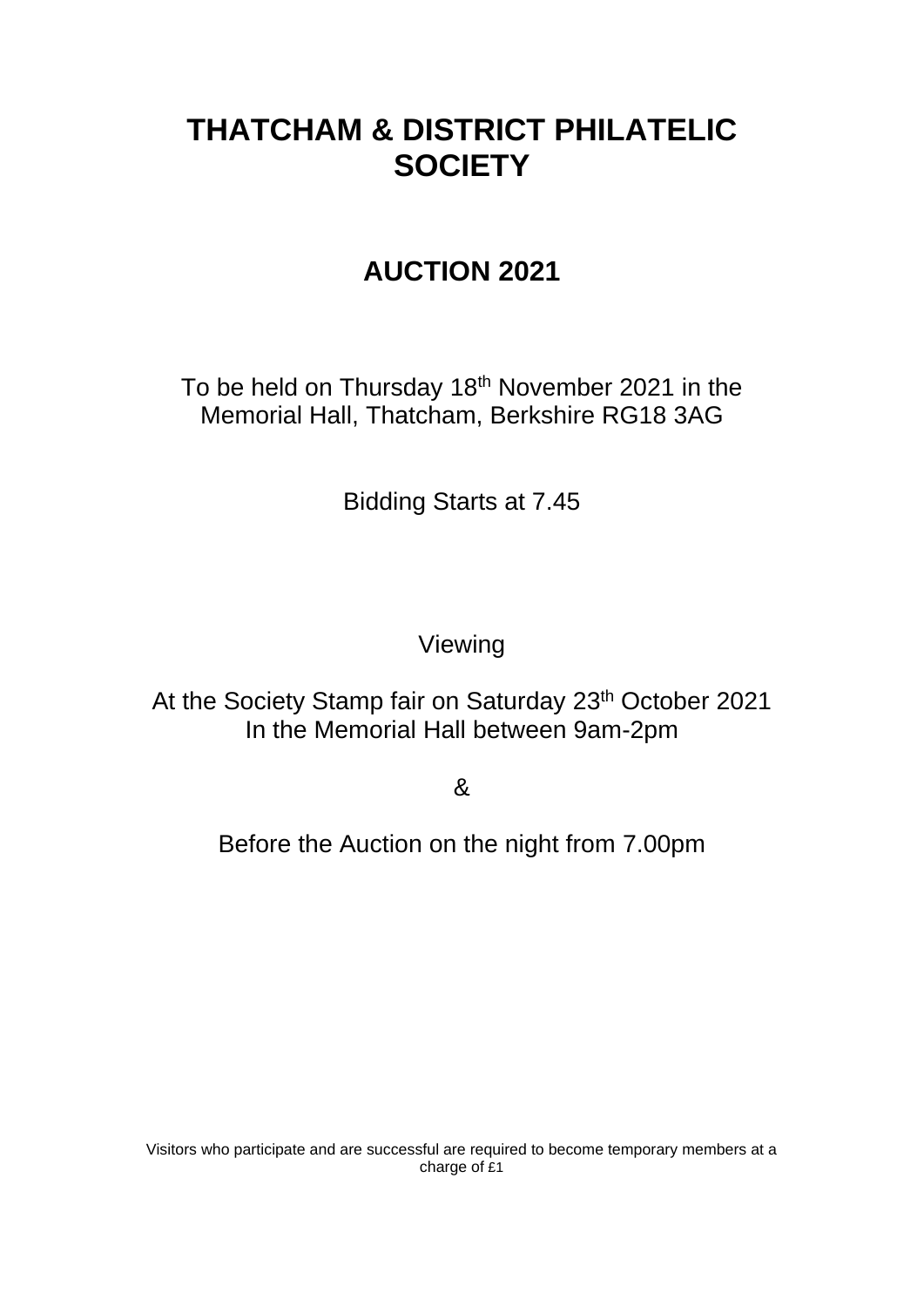# THATCHAM & DISTRICT PHILATELIC SOCIETY

## AUCTION 2021

To be held on Thursday 18th November 2021 in the Memorial Hall, Thatcham, Berkshire RG18 3AG

Bidding Starts at 7.45

Viewing

At the Society Stamp fair on Saturday 23th October 2021
In the Memorial Hall between 9am-2pm

&

Before the Auction on the night from 7.00pm

Visitors who participate and are successful are required to become temporary members at a charge of £1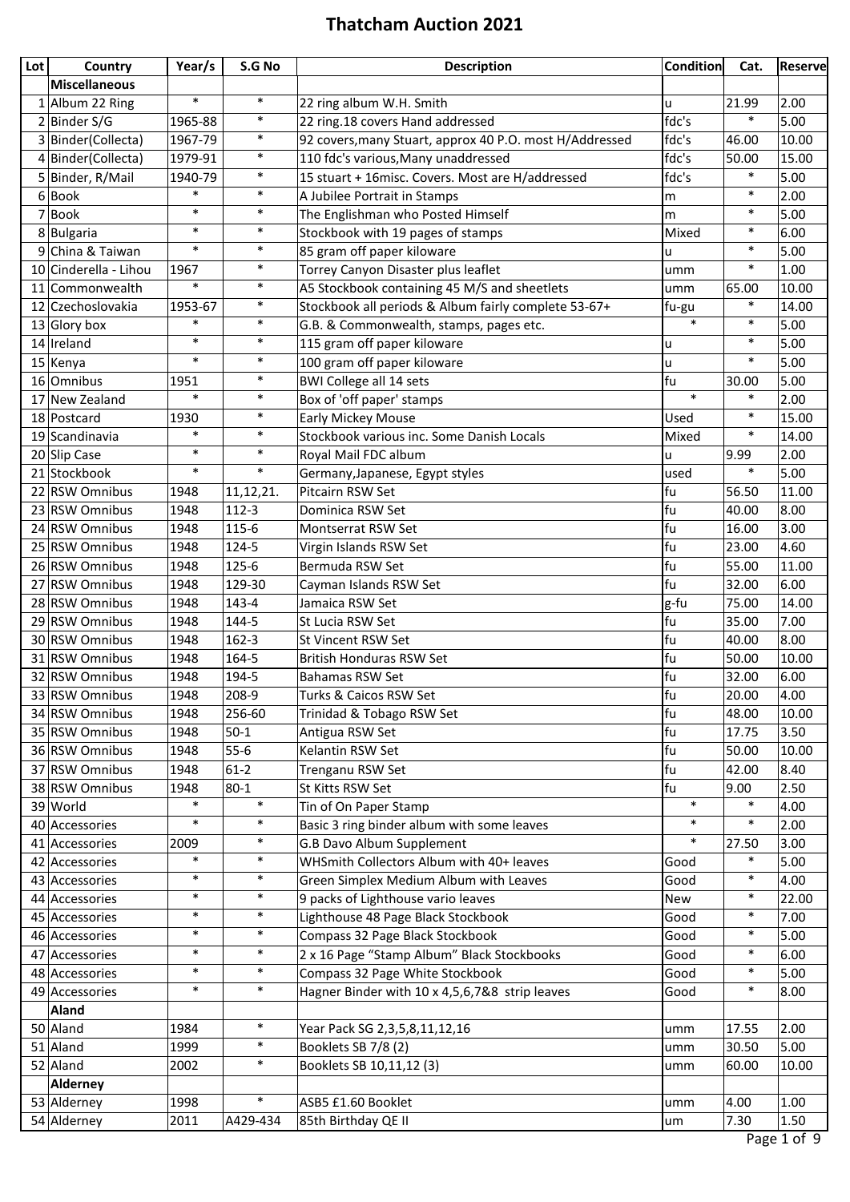# Thatcham Auction 2021

| Lot | Country | Year/s | S.G No | Description | Condition | Cat. | Reserve |
|---|---|---|---|---|---|---|---|
| | **Miscellaneous** | | | | | | |
| 1 | Album 22 Ring | * | * | 22 ring album W.H. Smith | u | 21.99 | 2.00 |
| 2 | Binder S/G | 1965-88 | * | 22 ring.18 covers Hand addressed | fdc's | * | 5.00 |
| 3 | Binder(Collecta) | 1967-79 | * | 92 covers,many Stuart, approx 40 P.O. most H/Addressed | fdc's | 46.00 | 10.00 |
| 4 | Binder(Collecta) | 1979-91 | * | 110 fdc's various,Many unaddressed | fdc's | 50.00 | 15.00 |
| 5 | Binder, R/Mail | 1940-79 | * | 15 stuart + 16misc. Covers. Most are H/addressed | fdc's | * | 5.00 |
| 6 | Book | * | * | A Jubilee Portrait in Stamps | m | * | 2.00 |
| 7 | Book | * | * | The Englishman who Posted Himself | m | * | 5.00 |
| 8 | Bulgaria | * | * | Stockbook with 19 pages of stamps | Mixed | * | 6.00 |
| 9 | China & Taiwan | * | * | 85 gram off paper kiloware | u | * | 5.00 |
| 10 | Cinderella - Lihou | 1967 | * | Torrey Canyon Disaster plus leaflet | umm | * | 1.00 |
| 11 | Commonwealth | * | * | A5 Stockbook containing 45 M/S and sheetlets | umm | 65.00 | 10.00 |
| 12 | Czechoslovakia | 1953-67 | * | Stockbook all periods & Album fairly complete 53-67+ | fu-gu | * | 14.00 |
| 13 | Glory box | * | * | G.B. & Commonwealth, stamps, pages etc. | * | * | 5.00 |
| 14 | Ireland | * | * | 115 gram off paper kiloware | u | * | 5.00 |
| 15 | Kenya | * | * | 100 gram off paper kiloware | u | * | 5.00 |
| 16 | Omnibus | 1951 | * | BWI College all 14 sets | fu | 30.00 | 5.00 |
| 17 | New Zealand | * | * | Box of 'off paper' stamps | * | * | 2.00 |
| 18 | Postcard | 1930 | * | Early Mickey Mouse | Used | * | 15.00 |
| 19 | Scandinavia | * | * | Stockbook various inc. Some Danish Locals | Mixed | * | 14.00 |
| 20 | Slip Case | * | * | Royal Mail FDC album | u | 9.99 | 2.00 |
| 21 | Stockbook | * | * | Germany,Japanese, Egypt styles | used | * | 5.00 |
| 22 | RSW Omnibus | 1948 | 11,12,21. | Pitcairn RSW Set | fu | 56.50 | 11.00 |
| 23 | RSW Omnibus | 1948 | 112-3 | Dominica RSW Set | fu | 40.00 | 8.00 |
| 24 | RSW Omnibus | 1948 | 115-6 | Montserrat RSW Set | fu | 16.00 | 3.00 |
| 25 | RSW Omnibus | 1948 | 124-5 | Virgin Islands RSW Set | fu | 23.00 | 4.60 |
| 26 | RSW Omnibus | 1948 | 125-6 | Bermuda RSW Set | fu | 55.00 | 11.00 |
| 27 | RSW Omnibus | 1948 | 129-30 | Cayman Islands RSW Set | fu | 32.00 | 6.00 |
| 28 | RSW Omnibus | 1948 | 143-4 | Jamaica RSW Set | g-fu | 75.00 | 14.00 |
| 29 | RSW Omnibus | 1948 | 144-5 | St Lucia RSW Set | fu | 35.00 | 7.00 |
| 30 | RSW Omnibus | 1948 | 162-3 | St Vincent RSW Set | fu | 40.00 | 8.00 |
| 31 | RSW Omnibus | 1948 | 164-5 | British Honduras RSW Set | fu | 50.00 | 10.00 |
| 32 | RSW Omnibus | 1948 | 194-5 | Bahamas RSW Set | fu | 32.00 | 6.00 |
| 33 | RSW Omnibus | 1948 | 208-9 | Turks & Caicos RSW Set | fu | 20.00 | 4.00 |
| 34 | RSW Omnibus | 1948 | 256-60 | Trinidad & Tobago RSW Set | fu | 48.00 | 10.00 |
| 35 | RSW Omnibus | 1948 | 50-1 | Antigua RSW Set | fu | 17.75 | 3.50 |
| 36 | RSW Omnibus | 1948 | 55-6 | Kelantin RSW Set | fu | 50.00 | 10.00 |
| 37 | RSW Omnibus | 1948 | 61-2 | Trenganu RSW Set | fu | 42.00 | 8.40 |
| 38 | RSW Omnibus | 1948 | 80-1 | St Kitts RSW Set | fu | 9.00 | 2.50 |
| 39 | World | * | * | Tin of On Paper Stamp | * | * | 4.00 |
| 40 | Accessories | * | * | Basic 3 ring binder album with some leaves | * | * | 2.00 |
| 41 | Accessories | 2009 | * | G.B Davo Album Supplement | * | 27.50 | 3.00 |
| 42 | Accessories | * | * | WHSmith Collectors Album with 40+ leaves | Good | * | 5.00 |
| 43 | Accessories | * | * | Green Simplex Medium Album with Leaves | Good | * | 4.00 |
| 44 | Accessories | * | * | 9 packs of Lighthouse vario leaves | New | * | 22.00 |
| 45 | Accessories | * | * | Lighthouse 48 Page Black Stockbook | Good | * | 7.00 |
| 46 | Accessories | * | * | Compass 32 Page Black Stockbook | Good | * | 5.00 |
| 47 | Accessories | * | * | 2 x 16 Page “Stamp Album” Black Stockbooks | Good | * | 6.00 |
| 48 | Accessories | * | * | Compass 32 Page White Stockbook | Good | * | 5.00 |
| 49 | Accessories | * | * | Hagner Binder with 10 x 4,5,6,7&8 strip leaves | Good | * | 8.00 |
| | **Aland** | | | | | | |
| 50 | Aland | 1984 | * | Year Pack SG 2,3,5,8,11,12,16 | umm | 17.55 | 2.00 |
| 51 | Aland | 1999 | * | Booklets SB 7/8 (2) | umm | 30.50 | 5.00 |
| 52 | Aland | 2002 | * | Booklets SB 10,11,12 (3) | umm | 60.00 | 10.00 |
| | **Alderney** | | | | | | |
| 53 | Alderney | 1998 | * | ASB5 £1.60 Booklet | umm | 4.00 | 1.00 |
| 54 | Alderney | 2011 | A429-434 | 85th Birthday QE II | um | 7.30 | 1.50 |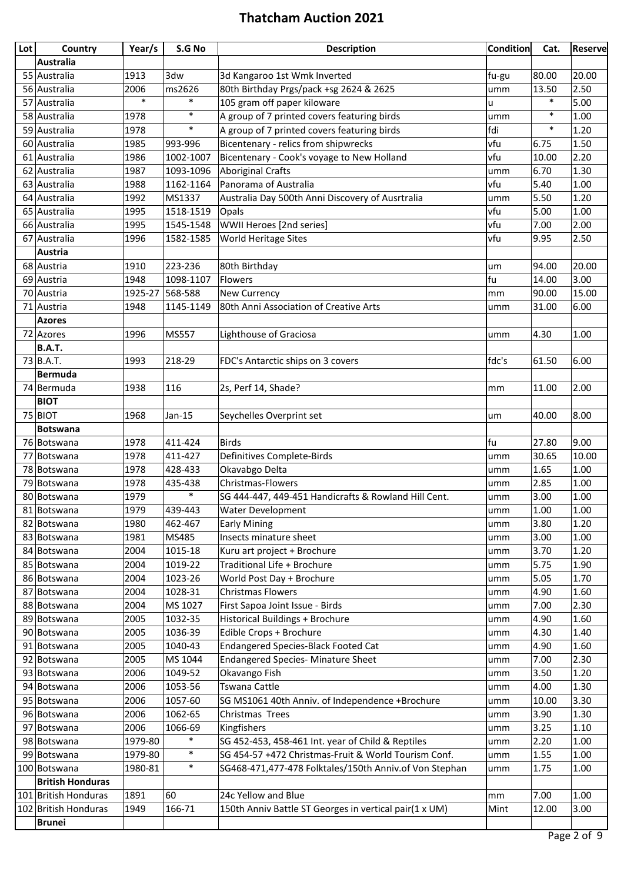# Thatcham Auction 2021

| Lot | Country | Year/s | S.G No | Description | Condition | Cat. | Reserve |
|---|---|---|---|---|---|---|---|
| | **Australia** | | | | | | |
| 55 | Australia | 1913 | 3dw | 3d Kangaroo 1st Wmk Inverted | fu-gu | 80.00 | 20.00 |
| 56 | Australia | 2006 | ms2626 | 80th Birthday Prgs/pack +sg 2624 & 2625 | umm | 13.50 | 2.50 |
| 57 | Australia | * | * | 105 gram off paper kiloware | u | * | 5.00 |
| 58 | Australia | 1978 | * | A group of 7 printed covers featuring birds | umm | * | 1.00 |
| 59 | Australia | 1978 | * | A group of 7 printed covers featuring birds | fdi | * | 1.20 |
| 60 | Australia | 1985 | 993-996 | Bicentenary - relics from shipwrecks | vfu | 6.75 | 1.50 |
| 61 | Australia | 1986 | 1002-1007 | Bicentenary - Cook's voyage to New Holland | vfu | 10.00 | 2.20 |
| 62 | Australia | 1987 | 1093-1096 | Aboriginal Crafts | umm | 6.70 | 1.30 |
| 63 | Australia | 1988 | 1162-1164 | Panorama of Australia | vfu | 5.40 | 1.00 |
| 64 | Australia | 1992 | MS1337 | Australia Day 500th Anni Discovery of Ausrtralia | umm | 5.50 | 1.20 |
| 65 | Australia | 1995 | 1518-1519 | Opals | vfu | 5.00 | 1.00 |
| 66 | Australia | 1995 | 1545-1548 | WWII Heroes [2nd series] | vfu | 7.00 | 2.00 |
| 67 | Australia | 1996 | 1582-1585 | World Heritage Sites | vfu | 9.95 | 2.50 |
| | **Austria** | | | | | | |
| 68 | Austria | 1910 | 223-236 | 80th Birthday | um | 94.00 | 20.00 |
| 69 | Austria | 1948 | 1098-1107 | Flowers | fu | 14.00 | 3.00 |
| 70 | Austria | 1925-27 | 568-588 | New Currency | mm | 90.00 | 15.00 |
| 71 | Austria | 1948 | 1145-1149 | 80th Anni Association of Creative Arts | umm | 31.00 | 6.00 |
| | **Azores** | | | | | | |
| 72 | Azores | 1996 | MS557 | Lighthouse of Graciosa | umm | 4.30 | 1.00 |
| | **B.A.T.** | | | | | | |
| 73 | B.A.T. | 1993 | 218-29 | FDC's Antarctic ships on 3 covers | fdc's | 61.50 | 6.00 |
| | **Bermuda** | | | | | | |
| 74 | Bermuda | 1938 | 116 | 2s, Perf 14, Shade? | mm | 11.00 | 2.00 |
| | **BIOT** | | | | | | |
| 75 | BIOT | 1968 | Jan-15 | Seychelles Overprint set | um | 40.00 | 8.00 |
| | **Botswana** | | | | | | |
| 76 | Botswana | 1978 | 411-424 | Birds | fu | 27.80 | 9.00 |
| 77 | Botswana | 1978 | 411-427 | Definitives Complete-Birds | umm | 30.65 | 10.00 |
| 78 | Botswana | 1978 | 428-433 | Okavabgo Delta | umm | 1.65 | 1.00 |
| 79 | Botswana | 1978 | 435-438 | Christmas-Flowers | umm | 2.85 | 1.00 |
| 80 | Botswana | 1979 | * | SG 444-447, 449-451 Handicrafts & Rowland Hill Cent. | umm | 3.00 | 1.00 |
| 81 | Botswana | 1979 | 439-443 | Water Development | umm | 1.00 | 1.00 |
| 82 | Botswana | 1980 | 462-467 | Early Mining | umm | 3.80 | 1.20 |
| 83 | Botswana | 1981 | MS485 | Insects minature sheet | umm | 3.00 | 1.00 |
| 84 | Botswana | 2004 | 1015-18 | Kuru art project + Brochure | umm | 3.70 | 1.20 |
| 85 | Botswana | 2004 | 1019-22 | Traditional Life + Brochure | umm | 5.75 | 1.90 |
| 86 | Botswana | 2004 | 1023-26 | World Post Day + Brochure | umm | 5.05 | 1.70 |
| 87 | Botswana | 2004 | 1028-31 | Christmas Flowers | umm | 4.90 | 1.60 |
| 88 | Botswana | 2004 | MS 1027 | First Sapoa Joint Issue - Birds | umm | 7.00 | 2.30 |
| 89 | Botswana | 2005 | 1032-35 | Historical Buildings + Brochure | umm | 4.90 | 1.60 |
| 90 | Botswana | 2005 | 1036-39 | Edible Crops + Brochure | umm | 4.30 | 1.40 |
| 91 | Botswana | 2005 | 1040-43 | Endangered Species-Black Footed Cat | umm | 4.90 | 1.60 |
| 92 | Botswana | 2005 | MS 1044 | Endangered Species- Minature Sheet | umm | 7.00 | 2.30 |
| 93 | Botswana | 2006 | 1049-52 | Okavango Fish | umm | 3.50 | 1.20 |
| 94 | Botswana | 2006 | 1053-56 | Tswana Cattle | umm | 4.00 | 1.30 |
| 95 | Botswana | 2006 | 1057-60 | SG MS1061 40th Anniv. of Independence +Brochure | umm | 10.00 | 3.30 |
| 96 | Botswana | 2006 | 1062-65 | Christmas Trees | umm | 3.90 | 1.30 |
| 97 | Botswana | 2006 | 1066-69 | Kingfishers | umm | 3.25 | 1.10 |
| 98 | Botswana | 1979-80 | * | SG 452-453, 458-461 Int. year of Child & Reptiles | umm | 2.20 | 1.00 |
| 99 | Botswana | 1979-80 | * | SG 454-57 +472 Christmas-Fruit & World Tourism Conf. | umm | 1.55 | 1.00 |
| 100 | Botswana | 1980-81 | * | SG468-471,477-478 Folktales/150th Anniv.of Von Stephan | umm | 1.75 | 1.00 |
| | **British Honduras** | | | | | | |
| 101 | British Honduras | 1891 | 60 | 24c Yellow and Blue | mm | 7.00 | 1.00 |
| 102 | British Honduras | 1949 | 166-71 | 150th Anniv Battle ST Georges in vertical pair(1 x UM) | Mint | 12.00 | 3.00 |
| | **Brunei** | | | | | | |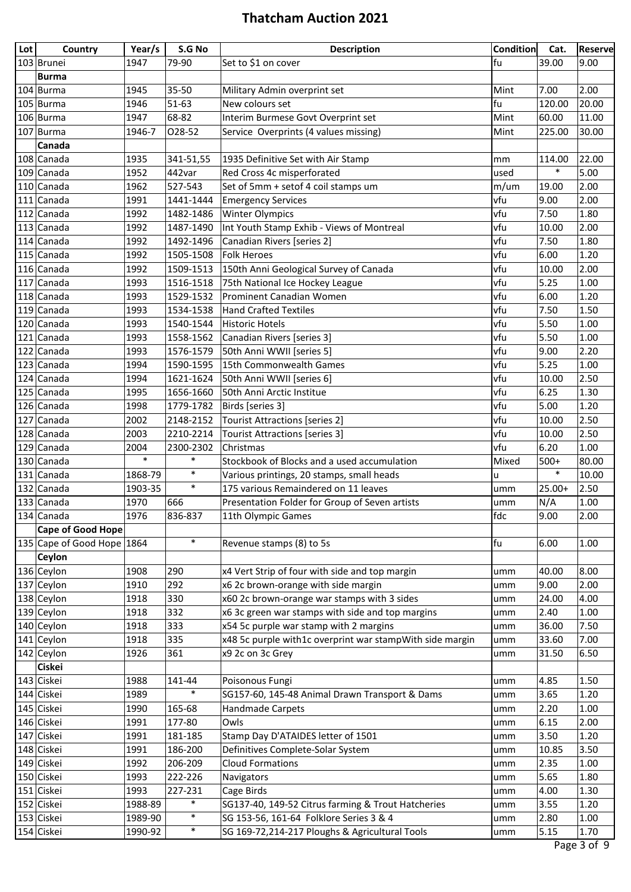# Thatcham Auction 2021

| Lot | Country | Year/s | S.G No | Description | Condition | Cat. | Reserve |
|---|---|---|---|---|---|---|---|
| 103 | Brunei | 1947 | 79-90 | Set to $1 on cover | fu | 39.00 | 9.00 |
| | **Burma** | | | | | | |
| 104 | Burma | 1945 | 35-50 | Military Admin overprint set | Mint | 7.00 | 2.00 |
| 105 | Burma | 1946 | 51-63 | New colours set | fu | 120.00 | 20.00 |
| 106 | Burma | 1947 | 68-82 | Interim Burmese Govt Overprint set | Mint | 60.00 | 11.00 |
| 107 | Burma | 1946-7 | O28-52 | Service Overprints (4 values missing) | Mint | 225.00 | 30.00 |
| | **Canada** | | | | | | |
| 108 | Canada | 1935 | 341-51,55 | 1935 Definitive Set with Air Stamp | mm | 114.00 | 22.00 |
| 109 | Canada | 1952 | 442var | Red Cross 4c misperforated | used | * | 5.00 |
| 110 | Canada | 1962 | 527-543 | Set of 5mm + setof 4 coil stamps um | m/um | 19.00 | 2.00 |
| 111 | Canada | 1991 | 1441-1444 | Emergency Services | vfu | 9.00 | 2.00 |
| 112 | Canada | 1992 | 1482-1486 | Winter Olympics | vfu | 7.50 | 1.80 |
| 113 | Canada | 1992 | 1487-1490 | Int Youth Stamp Exhib - Views of Montreal | vfu | 10.00 | 2.00 |
| 114 | Canada | 1992 | 1492-1496 | Canadian Rivers [series 2] | vfu | 7.50 | 1.80 |
| 115 | Canada | 1992 | 1505-1508 | Folk Heroes | vfu | 6.00 | 1.20 |
| 116 | Canada | 1992 | 1509-1513 | 150th Anni Geological Survey of Canada | vfu | 10.00 | 2.00 |
| 117 | Canada | 1993 | 1516-1518 | 75th National Ice Hockey League | vfu | 5.25 | 1.00 |
| 118 | Canada | 1993 | 1529-1532 | Prominent Canadian Women | vfu | 6.00 | 1.20 |
| 119 | Canada | 1993 | 1534-1538 | Hand Crafted Textiles | vfu | 7.50 | 1.50 |
| 120 | Canada | 1993 | 1540-1544 | Historic Hotels | vfu | 5.50 | 1.00 |
| 121 | Canada | 1993 | 1558-1562 | Canadian Rivers [series 3] | vfu | 5.50 | 1.00 |
| 122 | Canada | 1993 | 1576-1579 | 50th Anni WWII [series 5] | vfu | 9.00 | 2.20 |
| 123 | Canada | 1994 | 1590-1595 | 15th Commonwealth Games | vfu | 5.25 | 1.00 |
| 124 | Canada | 1994 | 1621-1624 | 50th Anni WWII [series 6] | vfu | 10.00 | 2.50 |
| 125 | Canada | 1995 | 1656-1660 | 50th Anni Arctic Institue | vfu | 6.25 | 1.30 |
| 126 | Canada | 1998 | 1779-1782 | Birds [series 3] | vfu | 5.00 | 1.20 |
| 127 | Canada | 2002 | 2148-2152 | Tourist Attractions [series 2] | vfu | 10.00 | 2.50 |
| 128 | Canada | 2003 | 2210-2214 | Tourist Attractions [series 3] | vfu | 10.00 | 2.50 |
| 129 | Canada | 2004 | 2300-2302 | Christmas | vfu | 6.20 | 1.00 |
| 130 | Canada | * | * | Stockbook of Blocks and a used accumulation | Mixed | 500+ | 80.00 |
| 131 | Canada | 1868-79 | * | Various printings, 20 stamps, small heads | u | * | 10.00 |
| 132 | Canada | 1903-35 | * | 175 various Remaindered on 11 leaves | umm | 25.00+ | 2.50 |
| 133 | Canada | 1970 | 666 | Presentation Folder for Group of Seven artists | umm | N/A | 1.00 |
| 134 | Canada | 1976 | 836-837 | 11th Olympic Games | fdc | 9.00 | 2.00 |
| | **Cape of Good Hope** | | | | | | |
| 135 | Cape of Good Hope | 1864 | * | Revenue stamps (8) to 5s | fu | 6.00 | 1.00 |
| | **Ceylon** | | | | | | |
| 136 | Ceylon | 1908 | 290 | x4 Vert Strip of four with side and top margin | umm | 40.00 | 8.00 |
| 137 | Ceylon | 1910 | 292 | x6 2c brown-orange with side margin | umm | 9.00 | 2.00 |
| 138 | Ceylon | 1918 | 330 | x60 2c brown-orange war stamps with 3 sides | umm | 24.00 | 4.00 |
| 139 | Ceylon | 1918 | 332 | x6 3c green war stamps with side and top margins | umm | 2.40 | 1.00 |
| 140 | Ceylon | 1918 | 333 | x54 5c purple war stamp with 2 margins | umm | 36.00 | 7.50 |
| 141 | Ceylon | 1918 | 335 | x48 5c purple with1c overprint war stampWith side margin | umm | 33.60 | 7.00 |
| 142 | Ceylon | 1926 | 361 | x9 2c on 3c Grey | umm | 31.50 | 6.50 |
| | **Ciskei** | | | | | | |
| 143 | Ciskei | 1988 | 141-44 | Poisonous Fungi | umm | 4.85 | 1.50 |
| 144 | Ciskei | 1989 | * | SG157-60, 145-48 Animal Drawn Transport & Dams | umm | 3.65 | 1.20 |
| 145 | Ciskei | 1990 | 165-68 | Handmade Carpets | umm | 2.20 | 1.00 |
| 146 | Ciskei | 1991 | 177-80 | Owls | umm | 6.15 | 2.00 |
| 147 | Ciskei | 1991 | 181-185 | Stamp Day D'ATAIDES letter of 1501 | umm | 3.50 | 1.20 |
| 148 | Ciskei | 1991 | 186-200 | Definitives Complete-Solar System | umm | 10.85 | 3.50 |
| 149 | Ciskei | 1992 | 206-209 | Cloud Formations | umm | 2.35 | 1.00 |
| 150 | Ciskei | 1993 | 222-226 | Navigators | umm | 5.65 | 1.80 |
| 151 | Ciskei | 1993 | 227-231 | Cage Birds | umm | 4.00 | 1.30 |
| 152 | Ciskei | 1988-89 | * | SG137-40, 149-52 Citrus farming & Trout Hatcheries | umm | 3.55 | 1.20 |
| 153 | Ciskei | 1989-90 | * | SG 153-56, 161-64 Folklore Series 3 & 4 | umm | 2.80 | 1.00 |
| 154 | Ciskei | 1990-92 | * | SG 169-72,214-217 Ploughs & Agricultural Tools | umm | 5.15 | 1.70 |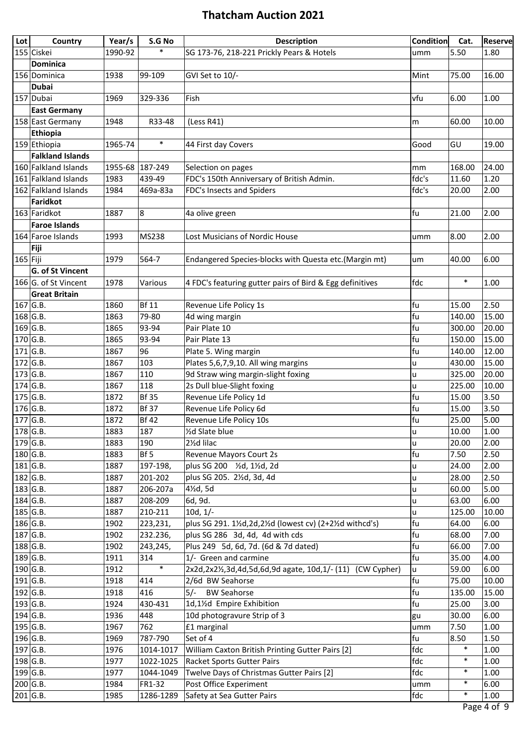# Thatcham Auction 2021

| Lot | Country | Year/s | S.G No | Description | Condition | Cat. | Reserve |
|---|---|---|---|---|---|---|---|
| 155 | Ciskei | 1990-92 | * | SG 173-76, 218-221 Prickly Pears & Hotels | umm | 5.50 | 1.80 |
| | **Dominica** | | | | | | |
| 156 | Dominica | 1938 | 99-109 | GVI Set to 10/- | Mint | 75.00 | 16.00 |
| | **Dubai** | | | | | | |
| 157 | Dubai | 1969 | 329-336 | Fish | vfu | 6.00 | 1.00 |
| | **East Germany** | | | | | | |
| 158 | East Germany | 1948 | R33-48 | (Less R41) | m | 60.00 | 10.00 |
| | **Ethiopia** | | | | | | |
| 159 | Ethiopia | 1965-74 | * | 44 First day Covers | Good | GU | 19.00 |
| | **Falkland Islands** | | | | | | |
| 160 | Falkland Islands | 1955-68 | 187-249 | Selection on pages | mm | 168.00 | 24.00 |
| 161 | Falkland Islands | 1983 | 439-49 | FDC's 150th Anniversary of British Admin. | fdc's | 11.60 | 1.20 |
| 162 | Falkland Islands | 1984 | 469a-83a | FDC's Insects and Spiders | fdc's | 20.00 | 2.00 |
| | **Faridkot** | | | | | | |
| 163 | Faridkot | 1887 | 8 | 4a olive green | fu | 21.00 | 2.00 |
| | **Faroe Islands** | | | | | | |
| 164 | Faroe Islands | 1993 | MS238 | Lost Musicians of Nordic House | umm | 8.00 | 2.00 |
| | **Fiji** | | | | | | |
| 165 | Fiji | 1979 | 564-7 | Endangered Species-blocks with Questa etc.(Margin mt) | um | 40.00 | 6.00 |
| | **G. of St Vincent** | | | | | | |
| 166 | G. of St Vincent | 1978 | Various | 4 FDC's featuring gutter pairs of Bird & Egg definitives | fdc | * | 1.00 |
| | **Great Britain** | | | | | | |
| 167 | G.B. | 1860 | Bf 11 | Revenue Life Policy 1s | fu | 15.00 | 2.50 |
| 168 | G.B. | 1863 | 79-80 | 4d wing margin | fu | 140.00 | 15.00 |
| 169 | G.B. | 1865 | 93-94 | Pair Plate 10 | fu | 300.00 | 20.00 |
| 170 | G.B. | 1865 | 93-94 | Pair Plate 13 | fu | 150.00 | 15.00 |
| 171 | G.B. | 1867 | 96 | Plate 5. Wing margin | fu | 140.00 | 12.00 |
| 172 | G.B. | 1867 | 103 | Plates 5,6,7,9,10. All wing margins | u | 430.00 | 15.00 |
| 173 | G.B. | 1867 | 110 | 9d Straw wing margin-slight foxing | u | 325.00 | 20.00 |
| 174 | G.B. | 1867 | 118 | 2s Dull blue-Slight foxing | u | 225.00 | 10.00 |
| 175 | G.B. | 1872 | Bf 35 | Revenue Life Policy 1d | fu | 15.00 | 3.50 |
| 176 | G.B. | 1872 | Bf 37 | Revenue Life Policy 6d | fu | 15.00 | 3.50 |
| 177 | G.B. | 1872 | Bf 42 | Revenue Life Policy 10s | fu | 25.00 | 5.00 |
| 178 | G.B. | 1883 | 187 | ½d Slate blue | u | 10.00 | 1.00 |
| 179 | G.B. | 1883 | 190 | 2½d lilac | u | 20.00 | 2.00 |
| 180 | G.B. | 1883 | Bf 5 | Revenue Mayors Court 2s | fu | 7.50 | 2.50 |
| 181 | G.B. | 1887 | 197-198, | plus SG 200 ½d, 1½d, 2d | u | 24.00 | 2.00 |
| 182 | G.B. | 1887 | 201-202 | plus SG 205. 2½d, 3d, 4d | u | 28.00 | 2.50 |
| 183 | G.B. | 1887 | 206-207a | 4½d, 5d | u | 60.00 | 5.00 |
| 184 | G.B. | 1887 | 208-209 | 6d, 9d. | u | 63.00 | 6.00 |
| 185 | G.B. | 1887 | 210-211 | 10d, 1/- | u | 125.00 | 10.00 |
| 186 | G.B. | 1902 | 223,231, | plus SG 291. 1½d,2d,2½d (lowest cv) (2+2½d withcd's) | fu | 64.00 | 6.00 |
| 187 | G.B. | 1902 | 232.236, | plus SG 286 3d, 4d, 4d with cds | fu | 68.00 | 7.00 |
| 188 | G.B. | 1902 | 243,245, | Plus 249 5d, 6d, 7d. (6d & 7d dated) | fu | 66.00 | 7.00 |
| 189 | G.B. | 1911 | 314 | 1/- Green and carmine | fu | 35.00 | 4.00 |
| 190 | G.B. | 1912 | * | 2x2d,2x2½,3d,4d,5d,6d,9d agate, 10d,1/- (11) (CW Cypher) | u | 59.00 | 6.00 |
| 191 | G.B. | 1918 | 414 | 2/6d BW Seahorse | fu | 75.00 | 10.00 |
| 192 | G.B. | 1918 | 416 | 5/- BW Seahorse | fu | 135.00 | 15.00 |
| 193 | G.B. | 1924 | 430-431 | 1d,1½d Empire Exhibition | fu | 25.00 | 3.00 |
| 194 | G.B. | 1936 | 448 | 10d photogravure Strip of 3 | gu | 30.00 | 6.00 |
| 195 | G.B. | 1967 | 762 | £1 marginal | umm | 7.50 | 1.00 |
| 196 | G.B. | 1969 | 787-790 | Set of 4 | fu | 8.50 | 1.50 |
| 197 | G.B. | 1976 | 1014-1017 | William Caxton British Printing Gutter Pairs [2] | fdc | * | 1.00 |
| 198 | G.B. | 1977 | 1022-1025 | Racket Sports Gutter Pairs | fdc | * | 1.00 |
| 199 | G.B. | 1977 | 1044-1049 | Twelve Days of Christmas Gutter Pairs [2] | fdc | * | 1.00 |
| 200 | G.B. | 1984 | FR1-32 | Post Office Experiment | umm | * | 6.00 |
| 201 | G.B. | 1985 | 1286-1289 | Safety at Sea Gutter Pairs | fdc | * | 1.00 |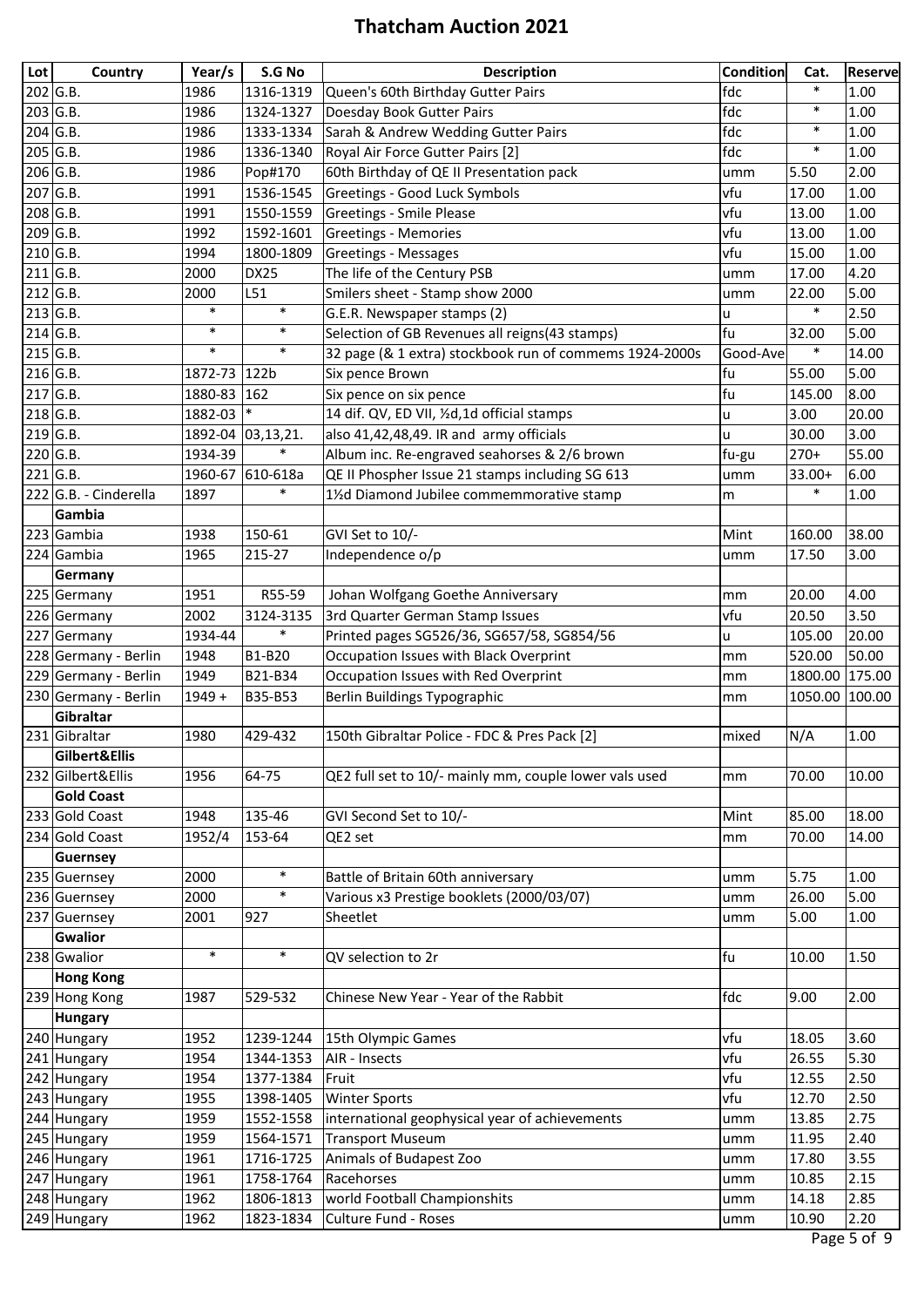# Thatcham Auction 2021

| Lot | Country | Year/s | S.G No | Description | Condition | Cat. | Reserve |
|---|---|---|---|---|---|---|---|
| 202 | G.B. | 1986 | 1316-1319 | Queen's 60th Birthday Gutter Pairs | fdc | * | 1.00 |
| 203 | G.B. | 1986 | 1324-1327 | Doesday Book Gutter Pairs | fdc | * | 1.00 |
| 204 | G.B. | 1986 | 1333-1334 | Sarah & Andrew Wedding Gutter Pairs | fdc | * | 1.00 |
| 205 | G.B. | 1986 | 1336-1340 | Royal Air Force Gutter Pairs [2] | fdc | * | 1.00 |
| 206 | G.B. | 1986 | Pop#170 | 60th Birthday of QE II Presentation pack | umm | 5.50 | 2.00 |
| 207 | G.B. | 1991 | 1536-1545 | Greetings - Good Luck Symbols | vfu | 17.00 | 1.00 |
| 208 | G.B. | 1991 | 1550-1559 | Greetings - Smile Please | vfu | 13.00 | 1.00 |
| 209 | G.B. | 1992 | 1592-1601 | Greetings - Memories | vfu | 13.00 | 1.00 |
| 210 | G.B. | 1994 | 1800-1809 | Greetings - Messages | vfu | 15.00 | 1.00 |
| 211 | G.B. | 2000 | DX25 | The life of the Century PSB | umm | 17.00 | 4.20 |
| 212 | G.B. | 2000 | L51 | Smilers sheet - Stamp show 2000 | umm | 22.00 | 5.00 |
| 213 | G.B. | * | * | G.E.R. Newspaper stamps (2) | u | * | 2.50 |
| 214 | G.B. | * | * | Selection of GB Revenues all reigns(43 stamps) | fu | 32.00 | 5.00 |
| 215 | G.B. | * | * | 32 page (& 1 extra) stockbook run of commems 1924-2000s | Good-Ave | * | 14.00 |
| 216 | G.B. | 1872-73 | 122b | Six pence Brown | fu | 55.00 | 5.00 |
| 217 | G.B. | 1880-83 | 162 | Six pence on six pence | fu | 145.00 | 8.00 |
| 218 | G.B. | 1882-03 | * | 14 dif. QV, ED VII, ½d,1d official stamps | u | 3.00 | 20.00 |
| 219 | G.B. | 1892-04 | 03,13,21. | also 41,42,48,49. IR and army officials | u | 30.00 | 3.00 |
| 220 | G.B. | 1934-39 | * | Album inc. Re-engraved seahorses & 2/6 brown | fu-gu | 270+ | 55.00 |
| 221 | G.B. | 1960-67 | 610-618a | QE II Phospher Issue 21 stamps including SG 613 | umm | 33.00+ | 6.00 |
| 222 | G.B. - Cinderella | 1897 | * | 1½d Diamond Jubilee commemmorative stamp | m | * | 1.00 |
| | **Gambia** | | | | | | |
| 223 | Gambia | 1938 | 150-61 | GVI Set to 10/- | Mint | 160.00 | 38.00 |
| 224 | Gambia | 1965 | 215-27 | Independence o/p | umm | 17.50 | 3.00 |
| | **Germany** | | | | | | |
| 225 | Germany | 1951 | R55-59 | Johan Wolfgang Goethe Anniversary | mm | 20.00 | 4.00 |
| 226 | Germany | 2002 | 3124-3135 | 3rd Quarter German Stamp Issues | vfu | 20.50 | 3.50 |
| 227 | Germany | 1934-44 | * | Printed pages SG526/36, SG657/58, SG854/56 | u | 105.00 | 20.00 |
| 228 | Germany - Berlin | 1948 | B1-B20 | Occupation Issues with Black Overprint | mm | 520.00 | 50.00 |
| 229 | Germany - Berlin | 1949 | B21-B34 | Occupation Issues with Red Overprint | mm | 1800.00 | 175.00 |
| 230 | Germany - Berlin | 1949 + | B35-B53 | Berlin Buildings Typographic | mm | 1050.00 | 100.00 |
| | **Gibraltar** | | | | | | |
| 231 | Gibraltar | 1980 | 429-432 | 150th Gibraltar Police - FDC & Pres Pack [2] | mixed | N/A | 1.00 |
| | **Gilbert&Ellis** | | | | | | |
| 232 | Gilbert&Ellis | 1956 | 64-75 | QE2 full set to 10/- mainly mm, couple lower vals used | mm | 70.00 | 10.00 |
| | **Gold Coast** | | | | | | |
| 233 | Gold Coast | 1948 | 135-46 | GVI Second Set to 10/- | Mint | 85.00 | 18.00 |
| 234 | Gold Coast | 1952/4 | 153-64 | QE2 set | mm | 70.00 | 14.00 |
| | **Guernsey** | | | | | | |
| 235 | Guernsey | 2000 | * | Battle of Britain 60th anniversary | umm | 5.75 | 1.00 |
| 236 | Guernsey | 2000 | * | Various x3 Prestige booklets (2000/03/07) | umm | 26.00 | 5.00 |
| 237 | Guernsey | 2001 | 927 | Sheetlet | umm | 5.00 | 1.00 |
| | **Gwalior** | | | | | | |
| 238 | Gwalior | * | * | QV selection to 2r | fu | 10.00 | 1.50 |
| | **Hong Kong** | | | | | | |
| 239 | Hong Kong | 1987 | 529-532 | Chinese New Year - Year of the Rabbit | fdc | 9.00 | 2.00 |
| | **Hungary** | | | | | | |
| 240 | Hungary | 1952 | 1239-1244 | 15th Olympic Games | vfu | 18.05 | 3.60 |
| 241 | Hungary | 1954 | 1344-1353 | AIR - Insects | vfu | 26.55 | 5.30 |
| 242 | Hungary | 1954 | 1377-1384 | Fruit | vfu | 12.55 | 2.50 |
| 243 | Hungary | 1955 | 1398-1405 | Winter Sports | vfu | 12.70 | 2.50 |
| 244 | Hungary | 1959 | 1552-1558 | international geophysical year of achievements | umm | 13.85 | 2.75 |
| 245 | Hungary | 1959 | 1564-1571 | Transport Museum | umm | 11.95 | 2.40 |
| 246 | Hungary | 1961 | 1716-1725 | Animals of Budapest Zoo | umm | 17.80 | 3.55 |
| 247 | Hungary | 1961 | 1758-1764 | Racehorses | umm | 10.85 | 2.15 |
| 248 | Hungary | 1962 | 1806-1813 | world Football Championshits | umm | 14.18 | 2.85 |
| 249 | Hungary | 1962 | 1823-1834 | Culture Fund - Roses | umm | 10.90 | 2.20 |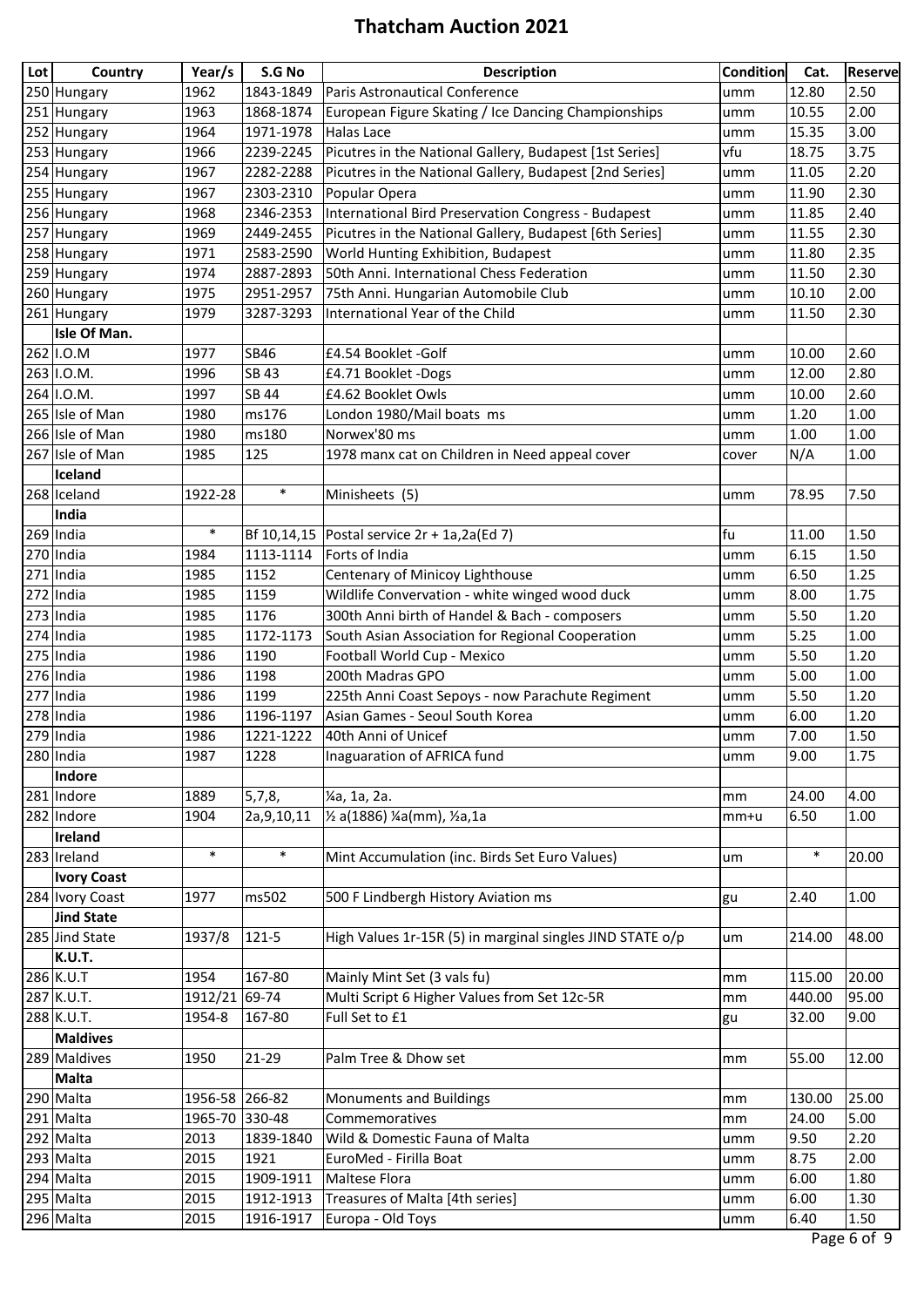# Thatcham Auction 2021

| Lot | Country | Year/s | S.G No | Description | Condition | Cat. | Reserve |
|---|---|---|---|---|---|---|---|
| 250 | Hungary | 1962 | 1843-1849 | Paris Astronautical Conference | umm | 12.80 | 2.50 |
| 251 | Hungary | 1963 | 1868-1874 | European Figure Skating / Ice Dancing Championships | umm | 10.55 | 2.00 |
| 252 | Hungary | 1964 | 1971-1978 | Halas Lace | umm | 15.35 | 3.00 |
| 253 | Hungary | 1966 | 2239-2245 | Picutres in the National Gallery, Budapest [1st Series] | vfu | 18.75 | 3.75 |
| 254 | Hungary | 1967 | 2282-2288 | Picutres in the National Gallery, Budapest [2nd Series] | umm | 11.05 | 2.20 |
| 255 | Hungary | 1967 | 2303-2310 | Popular Opera | umm | 11.90 | 2.30 |
| 256 | Hungary | 1968 | 2346-2353 | International Bird Preservation Congress - Budapest | umm | 11.85 | 2.40 |
| 257 | Hungary | 1969 | 2449-2455 | Picutres in the National Gallery, Budapest [6th Series] | umm | 11.55 | 2.30 |
| 258 | Hungary | 1971 | 2583-2590 | World Hunting Exhibition, Budapest | umm | 11.80 | 2.35 |
| 259 | Hungary | 1974 | 2887-2893 | 50th Anni. International Chess Federation | umm | 11.50 | 2.30 |
| 260 | Hungary | 1975 | 2951-2957 | 75th Anni. Hungarian Automobile Club | umm | 10.10 | 2.00 |
| 261 | Hungary | 1979 | 3287-3293 | International Year of the Child | umm | 11.50 | 2.30 |
| | **Isle Of Man.** | | | | | | |
| 262 | I.O.M | 1977 | SB46 | £4.54 Booklet -Golf | umm | 10.00 | 2.60 |
| 263 | I.O.M. | 1996 | SB 43 | £4.71 Booklet -Dogs | umm | 12.00 | 2.80 |
| 264 | I.O.M. | 1997 | SB 44 | £4.62 Booklet Owls | umm | 10.00 | 2.60 |
| 265 | Isle of Man | 1980 | ms176 | London 1980/Mail boats ms | umm | 1.20 | 1.00 |
| 266 | Isle of Man | 1980 | ms180 | Norwex'80 ms | umm | 1.00 | 1.00 |
| 267 | Isle of Man | 1985 | 125 | 1978 manx cat on Children in Need appeal cover | cover | N/A | 1.00 |
| | **Iceland** | | | | | | |
| 268 | Iceland | 1922-28 | * | Minisheets (5) | umm | 78.95 | 7.50 |
| | **India** | | | | | | |
| 269 | India | * | Bf 10,14,15 | Postal service 2r + 1a,2a(Ed 7) | fu | 11.00 | 1.50 |
| 270 | India | 1984 | 1113-1114 | Forts of India | umm | 6.15 | 1.50 |
| 271 | India | 1985 | 1152 | Centenary of Minicoy Lighthouse | umm | 6.50 | 1.25 |
| 272 | India | 1985 | 1159 | Wildlife Convervation - white winged wood duck | umm | 8.00 | 1.75 |
| 273 | India | 1985 | 1176 | 300th Anni birth of Handel & Bach - composers | umm | 5.50 | 1.20 |
| 274 | India | 1985 | 1172-1173 | South Asian Association for Regional Cooperation | umm | 5.25 | 1.00 |
| 275 | India | 1986 | 1190 | Football World Cup - Mexico | umm | 5.50 | 1.20 |
| 276 | India | 1986 | 1198 | 200th Madras GPO | umm | 5.00 | 1.00 |
| 277 | India | 1986 | 1199 | 225th Anni Coast Sepoys - now Parachute Regiment | umm | 5.50 | 1.20 |
| 278 | India | 1986 | 1196-1197 | Asian Games - Seoul South Korea | umm | 6.00 | 1.20 |
| 279 | India | 1986 | 1221-1222 | 40th Anni of Unicef | umm | 7.00 | 1.50 |
| 280 | India | 1987 | 1228 | Inaguaration of AFRICA fund | umm | 9.00 | 1.75 |
| | **Indore** | | | | | | |
| 281 | Indore | 1889 | 5,7,8, | ¼a, 1a, 2a. | mm | 24.00 | 4.00 |
| 282 | Indore | 1904 | 2a,9,10,11 | ½ a(1886) ¼a(mm), ½a,1a | mm+u | 6.50 | 1.00 |
| | **Ireland** | | | | | | |
| 283 | Ireland | * | * | Mint Accumulation (inc. Birds Set Euro Values) | um | * | 20.00 |
| | **Ivory Coast** | | | | | | |
| 284 | Ivory Coast | 1977 | ms502 | 500 F Lindbergh History Aviation ms | gu | 2.40 | 1.00 |
| | **Jind State** | | | | | | |
| 285 | Jind State | 1937/8 | 121-5 | High Values 1r-15R (5) in marginal singles JIND STATE o/p | um | 214.00 | 48.00 |
| | **K.U.T.** | | | | | | |
| 286 | K.U.T | 1954 | 167-80 | Mainly Mint Set (3 vals fu) | mm | 115.00 | 20.00 |
| 287 | K.U.T. | 1912/21 | 69-74 | Multi Script 6 Higher Values from Set 12c-5R | mm | 440.00 | 95.00 |
| 288 | K.U.T. | 1954-8 | 167-80 | Full Set to £1 | gu | 32.00 | 9.00 |
| | **Maldives** | | | | | | |
| 289 | Maldives | 1950 | 21-29 | Palm Tree & Dhow set | mm | 55.00 | 12.00 |
| | **Malta** | | | | | | |
| 290 | Malta | 1956-58 | 266-82 | Monuments and Buildings | mm | 130.00 | 25.00 |
| 291 | Malta | 1965-70 | 330-48 | Commemoratives | mm | 24.00 | 5.00 |
| 292 | Malta | 2013 | 1839-1840 | Wild & Domestic Fauna of Malta | umm | 9.50 | 2.20 |
| 293 | Malta | 2015 | 1921 | EuroMed - Firilla Boat | umm | 8.75 | 2.00 |
| 294 | Malta | 2015 | 1909-1911 | Maltese Flora | umm | 6.00 | 1.80 |
| 295 | Malta | 2015 | 1912-1913 | Treasures of Malta [4th series] | umm | 6.00 | 1.30 |
| 296 | Malta | 2015 | 1916-1917 | Europa - Old Toys | umm | 6.40 | 1.50 |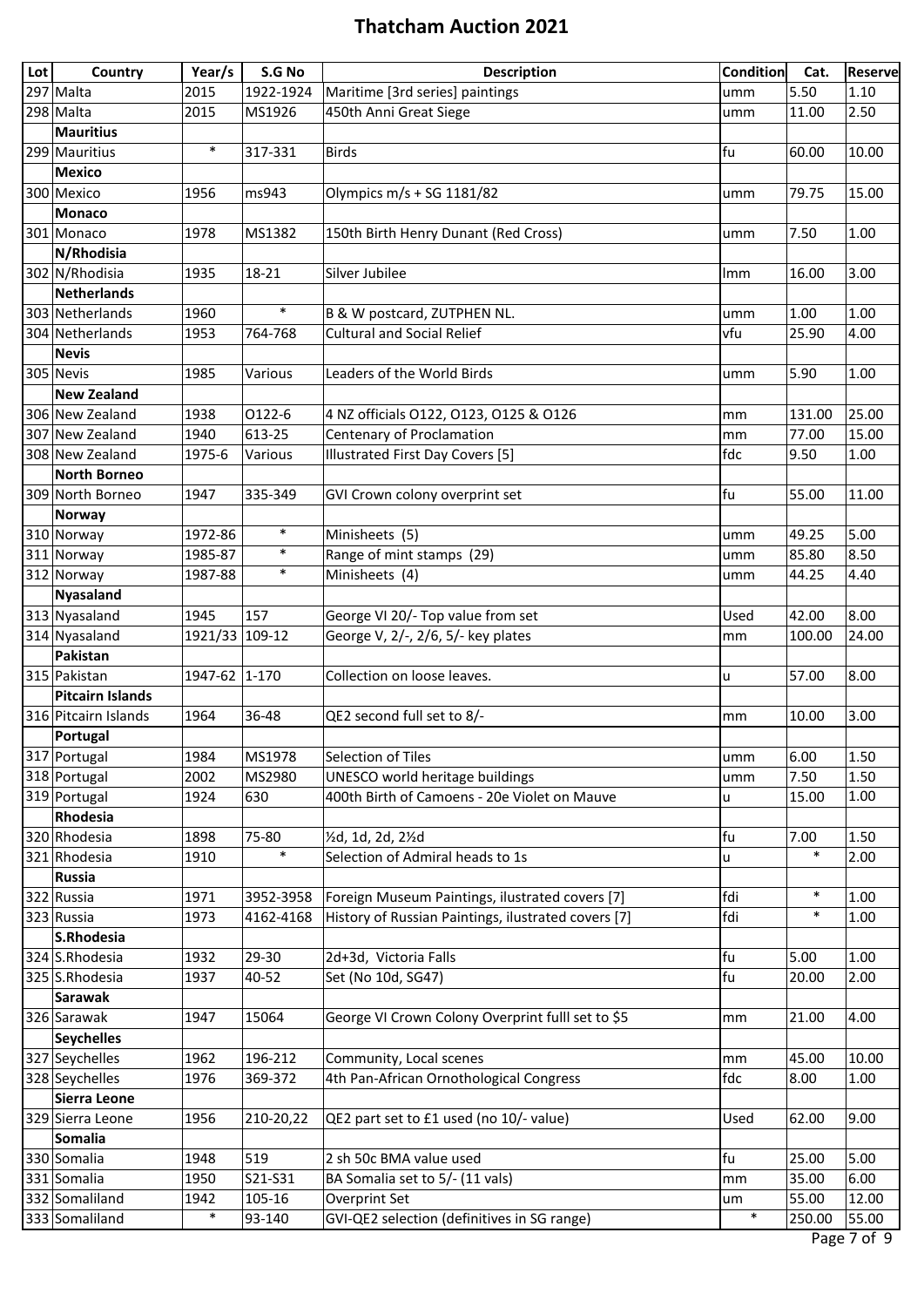# Thatcham Auction 2021

| Lot | Country | Year/s | S.G No | Description | Condition | Cat. | Reserve |
|---|---|---|---|---|---|---|---|
| 297 | Malta | 2015 | 1922-1924 | Maritime [3rd series] paintings | umm | 5.50 | 1.10 |
| 298 | Malta | 2015 | MS1926 | 450th Anni Great Siege | umm | 11.00 | 2.50 |
| | **Mauritius** | | | | | | |
| 299 | Mauritius | * | 317-331 | Birds | fu | 60.00 | 10.00 |
| | **Mexico** | | | | | | |
| 300 | Mexico | 1956 | ms943 | Olympics m/s + SG 1181/82 | umm | 79.75 | 15.00 |
| | **Monaco** | | | | | | |
| 301 | Monaco | 1978 | MS1382 | 150th Birth Henry Dunant (Red Cross) | umm | 7.50 | 1.00 |
| | **N/Rhodisia** | | | | | | |
| 302 | N/Rhodisia | 1935 | 18-21 | Silver Jubilee | lmm | 16.00 | 3.00 |
| | **Netherlands** | | | | | | |
| 303 | Netherlands | 1960 | * | B & W postcard, ZUTPHEN NL. | umm | 1.00 | 1.00 |
| 304 | Netherlands | 1953 | 764-768 | Cultural and Social Relief | vfu | 25.90 | 4.00 |
| | **Nevis** | | | | | | |
| 305 | Nevis | 1985 | Various | Leaders of the World Birds | umm | 5.90 | 1.00 |
| | **New Zealand** | | | | | | |
| 306 | New Zealand | 1938 | O122-6 | 4 NZ officials O122, O123, O125 & O126 | mm | 131.00 | 25.00 |
| 307 | New Zealand | 1940 | 613-25 | Centenary of Proclamation | mm | 77.00 | 15.00 |
| 308 | New Zealand | 1975-6 | Various | Illustrated First Day Covers [5] | fdc | 9.50 | 1.00 |
| | **North Borneo** | | | | | | |
| 309 | North Borneo | 1947 | 335-349 | GVI Crown colony overprint set | fu | 55.00 | 11.00 |
| | **Norway** | | | | | | |
| 310 | Norway | 1972-86 | * | Minisheets (5) | umm | 49.25 | 5.00 |
| 311 | Norway | 1985-87 | * | Range of mint stamps (29) | umm | 85.80 | 8.50 |
| 312 | Norway | 1987-88 | * | Minisheets (4) | umm | 44.25 | 4.40 |
| | **Nyasaland** | | | | | | |
| 313 | Nyasaland | 1945 | 157 | George VI 20/- Top value from set | Used | 42.00 | 8.00 |
| 314 | Nyasaland | 1921/33 | 109-12 | George V, 2/-, 2/6, 5/- key plates | mm | 100.00 | 24.00 |
| | **Pakistan** | | | | | | |
| 315 | Pakistan | 1947-62 | 1-170 | Collection on loose leaves. | u | 57.00 | 8.00 |
| | **Pitcairn Islands** | | | | | | |
| 316 | Pitcairn Islands | 1964 | 36-48 | QE2 second full set to 8/- | mm | 10.00 | 3.00 |
| | **Portugal** | | | | | | |
| 317 | Portugal | 1984 | MS1978 | Selection of Tiles | umm | 6.00 | 1.50 |
| 318 | Portugal | 2002 | MS2980 | UNESCO world heritage buildings | umm | 7.50 | 1.50 |
| 319 | Portugal | 1924 | 630 | 400th Birth of Camoens - 20e Violet on Mauve | u | 15.00 | 1.00 |
| | **Rhodesia** | | | | | | |
| 320 | Rhodesia | 1898 | 75-80 | ½d, 1d, 2d, 2½d | fu | 7.00 | 1.50 |
| 321 | Rhodesia | 1910 | * | Selection of Admiral heads to 1s | u | * | 2.00 |
| | **Russia** | | | | | | |
| 322 | Russia | 1971 | 3952-3958 | Foreign Museum Paintings, ilustrated covers [7] | fdi | * | 1.00 |
| 323 | Russia | 1973 | 4162-4168 | History of Russian Paintings, ilustrated covers [7] | fdi | * | 1.00 |
| | **S.Rhodesia** | | | | | | |
| 324 | S.Rhodesia | 1932 | 29-30 | 2d+3d, Victoria Falls | fu | 5.00 | 1.00 |
| 325 | S.Rhodesia | 1937 | 40-52 | Set (No 10d, SG47) | fu | 20.00 | 2.00 |
| | **Sarawak** | | | | | | |
| 326 | Sarawak | 1947 | 15064 | George VI Crown Colony Overprint fulll set to $5 | mm | 21.00 | 4.00 |
| | **Seychelles** | | | | | | |
| 327 | Seychelles | 1962 | 196-212 | Community, Local scenes | mm | 45.00 | 10.00 |
| 328 | Seychelles | 1976 | 369-372 | 4th Pan-African Ornothological Congress | fdc | 8.00 | 1.00 |
| | **Sierra Leone** | | | | | | |
| 329 | Sierra Leone | 1956 | 210-20,22 | QE2 part set to £1 used (no 10/- value) | Used | 62.00 | 9.00 |
| | **Somalia** | | | | | | |
| 330 | Somalia | 1948 | 519 | 2 sh 50c BMA value used | fu | 25.00 | 5.00 |
| 331 | Somalia | 1950 | S21-S31 | BA Somalia set to 5/- (11 vals) | mm | 35.00 | 6.00 |
| 332 | Somaliland | 1942 | 105-16 | Overprint Set | um | 55.00 | 12.00 |
| 333 | Somaliland | * | 93-140 | GVI-QE2 selection (definitives in SG range) | * | 250.00 | 55.00 |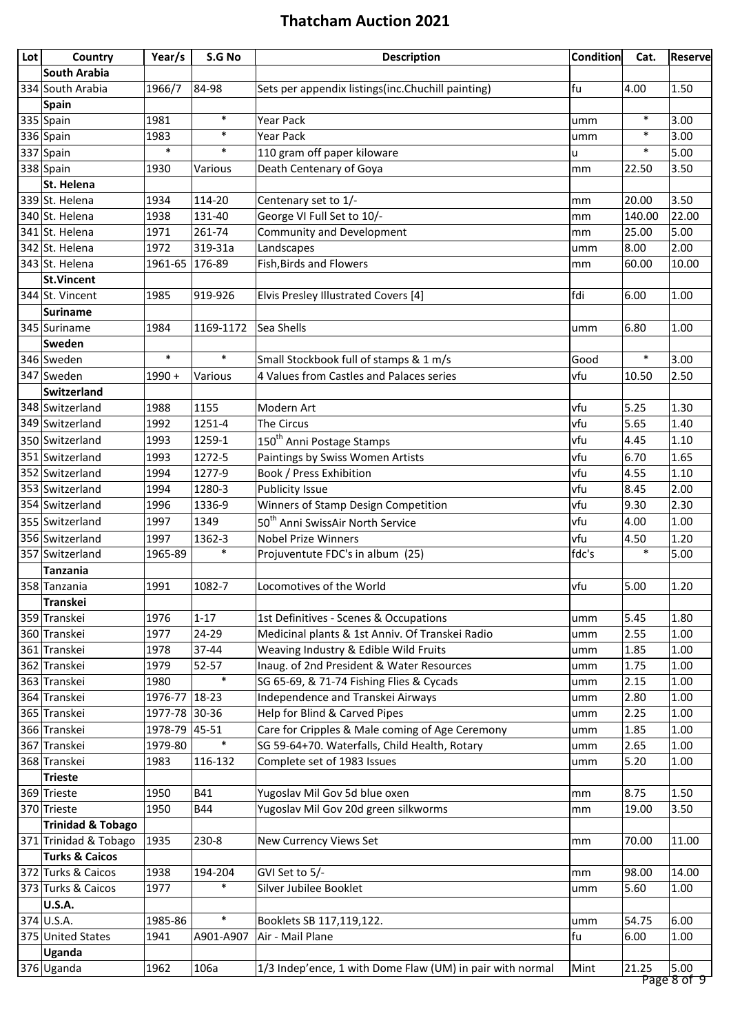# Thatcham Auction 2021

| Lot | Country | Year/s | S.G No | Description | Condition | Cat. | Reserve |
|---|---|---|---|---|---|---|---|
| | **South Arabia** | | | | | | |
| 334 | South Arabia | 1966/7 | 84-98 | Sets per appendix listings(inc.Chuchill painting) | fu | 4.00 | 1.50 |
| | **Spain** | | | | | | |
| 335 | Spain | 1981 | * | Year Pack | umm | * | 3.00 |
| 336 | Spain | 1983 | * | Year Pack | umm | * | 3.00 |
| 337 | Spain | * | * | 110 gram off paper kiloware | u | * | 5.00 |
| 338 | Spain | 1930 | Various | Death Centenary of Goya | mm | 22.50 | 3.50 |
| | **St. Helena** | | | | | | |
| 339 | St. Helena | 1934 | 114-20 | Centenary set to 1/- | mm | 20.00 | 3.50 |
| 340 | St. Helena | 1938 | 131-40 | George VI Full Set to 10/- | mm | 140.00 | 22.00 |
| 341 | St. Helena | 1971 | 261-74 | Community and Development | mm | 25.00 | 5.00 |
| 342 | St. Helena | 1972 | 319-31a | Landscapes | umm | 8.00 | 2.00 |
| 343 | St. Helena | 1961-65 | 176-89 | Fish,Birds and Flowers | mm | 60.00 | 10.00 |
| | **St.Vincent** | | | | | | |
| 344 | St. Vincent | 1985 | 919-926 | Elvis Presley Illustrated Covers [4] | fdi | 6.00 | 1.00 |
| | **Suriname** | | | | | | |
| 345 | Suriname | 1984 | 1169-1172 | Sea Shells | umm | 6.80 | 1.00 |
| | **Sweden** | | | | | | |
| 346 | Sweden | * | * | Small Stockbook full of stamps & 1 m/s | Good | * | 3.00 |
| 347 | Sweden | 1990 + | Various | 4 Values from Castles and Palaces series | vfu | 10.50 | 2.50 |
| | **Switzerland** | | | | | | |
| 348 | Switzerland | 1988 | 1155 | Modern Art | vfu | 5.25 | 1.30 |
| 349 | Switzerland | 1992 | 1251-4 | The Circus | vfu | 5.65 | 1.40 |
| 350 | Switzerland | 1993 | 1259-1 | 150th Anni Postage Stamps | vfu | 4.45 | 1.10 |
| 351 | Switzerland | 1993 | 1272-5 | Paintings by Swiss Women Artists | vfu | 6.70 | 1.65 |
| 352 | Switzerland | 1994 | 1277-9 | Book / Press Exhibition | vfu | 4.55 | 1.10 |
| 353 | Switzerland | 1994 | 1280-3 | Publicity Issue | vfu | 8.45 | 2.00 |
| 354 | Switzerland | 1996 | 1336-9 | Winners of Stamp Design Competition | vfu | 9.30 | 2.30 |
| 355 | Switzerland | 1997 | 1349 | 50th Anni SwissAir North Service | vfu | 4.00 | 1.00 |
| 356 | Switzerland | 1997 | 1362-3 | Nobel Prize Winners | vfu | 4.50 | 1.20 |
| 357 | Switzerland | 1965-89 | * | Projuventute FDC's in album (25) | fdc's | * | 5.00 |
| | **Tanzania** | | | | | | |
| 358 | Tanzania | 1991 | 1082-7 | Locomotives of the World | vfu | 5.00 | 1.20 |
| | **Transkei** | | | | | | |
| 359 | Transkei | 1976 | 1-17 | 1st Definitives - Scenes & Occupations | umm | 5.45 | 1.80 |
| 360 | Transkei | 1977 | 24-29 | Medicinal plants & 1st Anniv. Of Transkei Radio | umm | 2.55 | 1.00 |
| 361 | Transkei | 1978 | 37-44 | Weaving Industry & Edible Wild Fruits | umm | 1.85 | 1.00 |
| 362 | Transkei | 1979 | 52-57 | Inaug. of 2nd President & Water Resources | umm | 1.75 | 1.00 |
| 363 | Transkei | 1980 | * | SG 65-69, & 71-74 Fishing Flies & Cycads | umm | 2.15 | 1.00 |
| 364 | Transkei | 1976-77 | 18-23 | Independence and Transkei Airways | umm | 2.80 | 1.00 |
| 365 | Transkei | 1977-78 | 30-36 | Help for Blind & Carved Pipes | umm | 2.25 | 1.00 |
| 366 | Transkei | 1978-79 | 45-51 | Care for Cripples & Male coming of Age Ceremony | umm | 1.85 | 1.00 |
| 367 | Transkei | 1979-80 | * | SG 59-64+70. Waterfalls, Child Health, Rotary | umm | 2.65 | 1.00 |
| 368 | Transkei | 1983 | 116-132 | Complete set of 1983 Issues | umm | 5.20 | 1.00 |
| | **Trieste** | | | | | | |
| 369 | Trieste | 1950 | B41 | Yugoslav Mil Gov 5d blue oxen | mm | 8.75 | 1.50 |
| 370 | Trieste | 1950 | B44 | Yugoslav Mil Gov 20d green silkworms | mm | 19.00 | 3.50 |
| | **Trinidad & Tobago** | | | | | | |
| 371 | Trinidad & Tobago | 1935 | 230-8 | New Currency Views Set | mm | 70.00 | 11.00 |
| | **Turks & Caicos** | | | | | | |
| 372 | Turks & Caicos | 1938 | 194-204 | GVI Set to 5/- | mm | 98.00 | 14.00 |
| 373 | Turks & Caicos | 1977 | * | Silver Jubilee Booklet | umm | 5.60 | 1.00 |
| | **U.S.A.** | | | | | | |
| 374 | U.S.A. | 1985-86 | * | Booklets SB 117,119,122. | umm | 54.75 | 6.00 |
| 375 | United States | 1941 | A901-A907 | Air - Mail Plane | fu | 6.00 | 1.00 |
| | **Uganda** | | | | | | |
| 376 | Uganda | 1962 | 106a | 1/3 Indep'ence, 1 with Dome Flaw (UM) in pair with normal | Mint | 21.25 | 5.00 |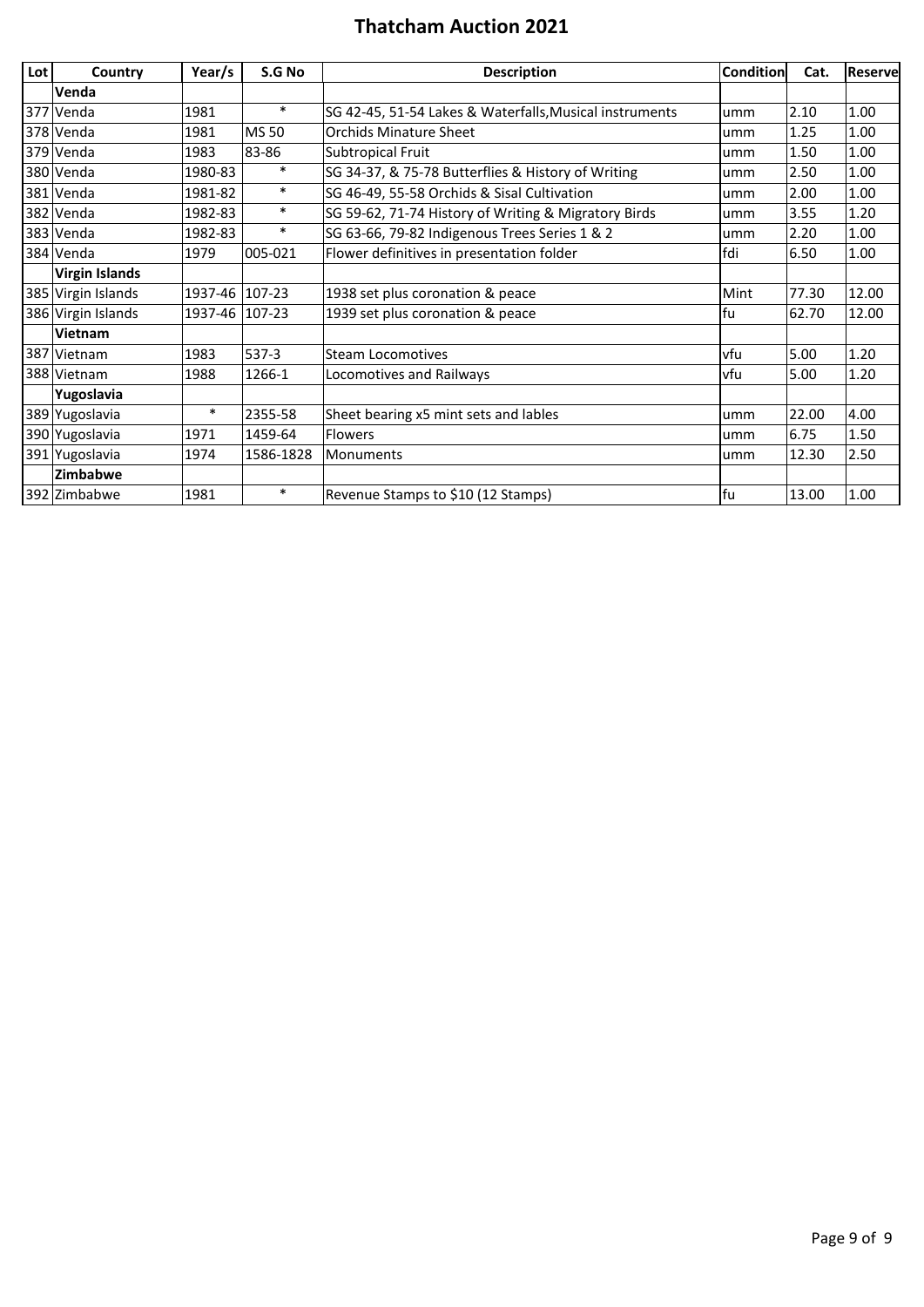# Thatcham Auction 2021

| Lot | Country | Year/s | S.G No | Description | Condition | Cat. | Reserve |
|---|---|---|---|---|---|---|---|
| | **Venda** | | | | | | |
| 377 | Venda | 1981 | * | SG 42-45, 51-54 Lakes & Waterfalls,Musical instruments | umm | 2.10 | 1.00 |
| 378 | Venda | 1981 | MS 50 | Orchids Minature Sheet | umm | 1.25 | 1.00 |
| 379 | Venda | 1983 | 83-86 | Subtropical Fruit | umm | 1.50 | 1.00 |
| 380 | Venda | 1980-83 | * | SG 34-37, & 75-78 Butterflies & History of Writing | umm | 2.50 | 1.00 |
| 381 | Venda | 1981-82 | * | SG 46-49, 55-58 Orchids & Sisal Cultivation | umm | 2.00 | 1.00 |
| 382 | Venda | 1982-83 | * | SG 59-62, 71-74 History of Writing & Migratory Birds | umm | 3.55 | 1.20 |
| 383 | Venda | 1982-83 | * | SG 63-66, 79-82 Indigenous Trees Series 1 & 2 | umm | 2.20 | 1.00 |
| 384 | Venda | 1979 | 005-021 | Flower definitives in presentation folder | fdi | 6.50 | 1.00 |
| | **Virgin Islands** | | | | | | |
| 385 | Virgin Islands | 1937-46 | 107-23 | 1938 set plus coronation & peace | Mint | 77.30 | 12.00 |
| 386 | Virgin Islands | 1937-46 | 107-23 | 1939 set plus coronation & peace | fu | 62.70 | 12.00 |
| | **Vietnam** | | | | | | |
| 387 | Vietnam | 1983 | 537-3 | Steam Locomotives | vfu | 5.00 | 1.20 |
| 388 | Vietnam | 1988 | 1266-1 | Locomotives and Railways | vfu | 5.00 | 1.20 |
| | **Yugoslavia** | | | | | | |
| 389 | Yugoslavia | * | 2355-58 | Sheet bearing x5 mint sets and lables | umm | 22.00 | 4.00 |
| 390 | Yugoslavia | 1971 | 1459-64 | Flowers | umm | 6.75 | 1.50 |
| 391 | Yugoslavia | 1974 | 1586-1828 | Monuments | umm | 12.30 | 2.50 |
| | **Zimbabwe** | | | | | | |
| 392 | Zimbabwe | 1981 | * | Revenue Stamps to $10 (12 Stamps) | fu | 13.00 | 1.00 |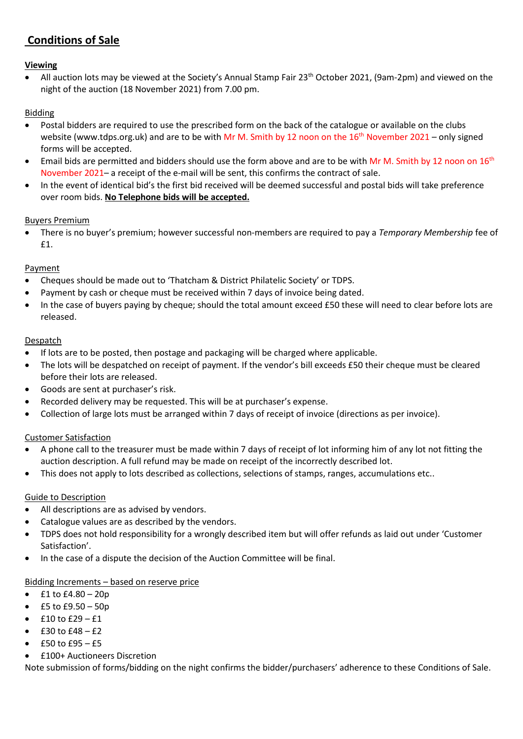## Conditions of Sale

**Viewing**

- All auction lots may be viewed at the Society's Annual Stamp Fair 23rd October 2021, (9am-2pm) and viewed on the night of the auction (18 November 2021) from 7.00 pm.

Bidding

- Postal bidders are required to use the prescribed form on the back of the catalogue or available on the clubs website (www.tdps.org.uk) and are to be with Mr M. Smith by 12 noon on the 16th November 2021 – only signed forms will be accepted.
- Email bids are permitted and bidders should use the form above and are to be with Mr M. Smith by 12 noon on 16th November 2021– a receipt of the e-mail will be sent, this confirms the contract of sale.
- In the event of identical bid's the first bid received will be deemed successful and postal bids will take preference over room bids. **No Telephone bids will be accepted.**

Buyers Premium

- There is no buyer's premium; however successful non-members are required to pay a *Temporary Membership* fee of £1.

Payment

- Cheques should be made out to 'Thatcham & District Philatelic Society' or TDPS.
- Payment by cash or cheque must be received within 7 days of invoice being dated.
- In the case of buyers paying by cheque; should the total amount exceed £50 these will need to clear before lots are released.

Despatch

- If lots are to be posted, then postage and packaging will be charged where applicable.
- The lots will be despatched on receipt of payment. If the vendor's bill exceeds £50 their cheque must be cleared before their lots are released.
- Goods are sent at purchaser's risk.
- Recorded delivery may be requested. This will be at purchaser's expense.
- Collection of large lots must be arranged within 7 days of receipt of invoice (directions as per invoice).

Customer Satisfaction

- A phone call to the treasurer must be made within 7 days of receipt of lot informing him of any lot not fitting the auction description. A full refund may be made on receipt of the incorrectly described lot.
- This does not apply to lots described as collections, selections of stamps, ranges, accumulations etc..

Guide to Description

- All descriptions are as advised by vendors.
- Catalogue values are as described by the vendors.
- TDPS does not hold responsibility for a wrongly described item but will offer refunds as laid out under 'Customer Satisfaction'.
- In the case of a dispute the decision of the Auction Committee will be final.

Bidding Increments – based on reserve price

- £1 to £4.80 – 20p
- £5 to £9.50 – 50p
- £10 to £29 – £1
- £30 to £48 – £2
- £50 to £95 – £5
- £100+ Auctioneers Discretion

Note submission of forms/bidding on the night confirms the bidder/purchasers' adherence to these Conditions of Sale.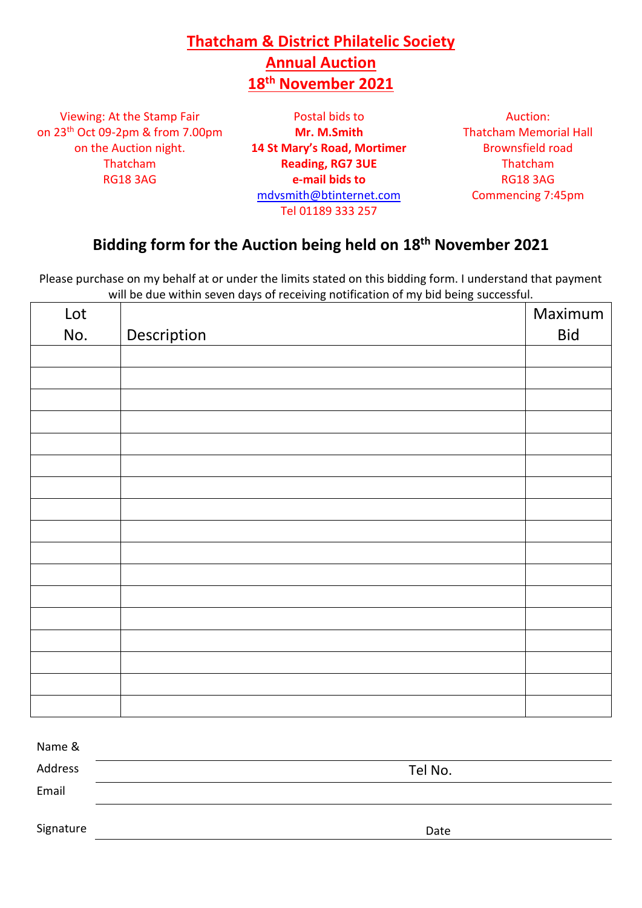# Thatcham & District Philatelic Society
# Annual Auction
# 18th November 2021

Viewing: At the Stamp Fair
on 23rd Oct 09-2pm & from 7.00pm
on the Auction night.
Thatcham
RG18 3AG

Postal bids to
**Mr. M.Smith**
**14 St Mary's Road, Mortimer**
**Reading, RG7 3UE**
**e-mail bids to**
mdvsmith@btinternet.com
Tel 01189 333 257

Auction:
Thatcham Memorial Hall
Brownsfield road
Thatcham
RG18 3AG
Commencing 7:45pm

## Bidding form for the Auction being held on 18th November 2021

Please purchase on my behalf at or under the limits stated on this bidding form. I understand that payment will be due within seven days of receiving notification of my bid being successful.

| Lot No. | Description | Maximum Bid |
|---|---|---|
| | | |
| | | |
| | | |
| | | |
| | | |
| | | |
| | | |
| | | |
| | | |
| | | |
| | | |
| | | |
| | | |
| | | |
| | | |
| | | |
| | | |

Name &

Address Tel No.

Email

Signature Date